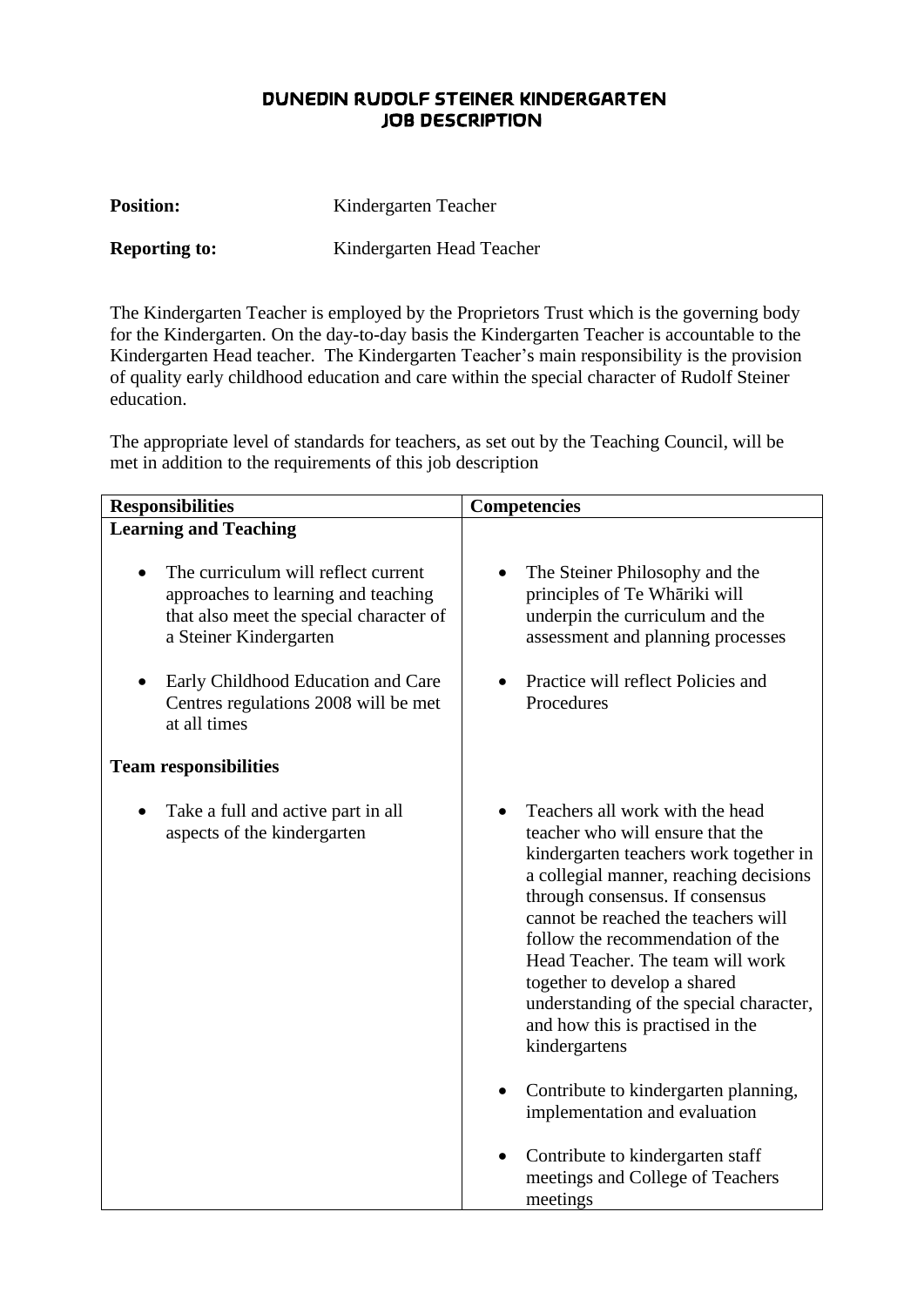# DUNEDIN RUDOLF STEINER KINDERGARTEN
# JOB DESCRIPTION

**Position:** Kindergarten Teacher

**Reporting to:** Kindergarten Head Teacher

The Kindergarten Teacher is employed by the Proprietors Trust which is the governing body for the Kindergarten. On the day-to-day basis the Kindergarten Teacher is accountable to the Kindergarten Head teacher. The Kindergarten Teacher's main responsibility is the provision of quality early childhood education and care within the special character of Rudolf Steiner education.

The appropriate level of standards for teachers, as set out by the Teaching Council, will be met in addition to the requirements of this job description

| Responsibilities | Competencies |
| --- | --- |
| **Learning and Teaching** | |
| • The curriculum will reflect current approaches to learning and teaching that also meet the special character of a Steiner Kindergarten | • The Steiner Philosophy and the principles of Te Whāriki will underpin the curriculum and the assessment and planning processes |
| • Early Childhood Education and Care Centres regulations 2008 will be met at all times | • Practice will reflect Policies and Procedures |
| **Team responsibilities** | |
| • Take a full and active part in all aspects of the kindergarten | • Teachers all work with the head teacher who will ensure that the kindergarten teachers work together in a collegial manner, reaching decisions through consensus. If consensus cannot be reached the teachers will follow the recommendation of the Head Teacher. The team will work together to develop a shared understanding of the special character, and how this is practised in the kindergartens |
| | • Contribute to kindergarten planning, implementation and evaluation |
| | • Contribute to kindergarten staff meetings and College of Teachers meetings |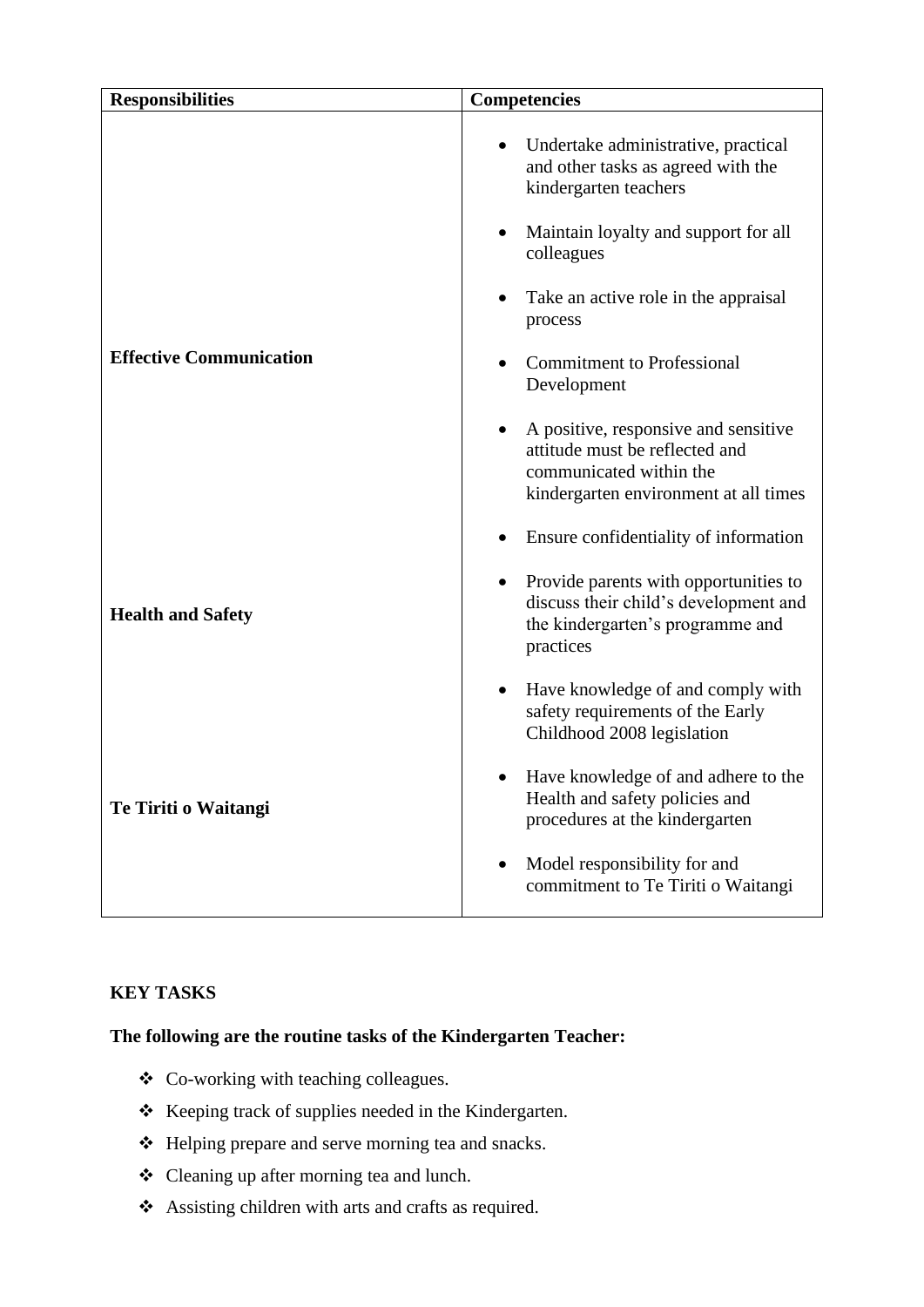| Responsibilities | Competencies |
| --- | --- |
| | • Undertake administrative, practical and other tasks as agreed with the kindergarten teachers<br>• Maintain loyalty and support for all colleagues<br>• Take an active role in the appraisal process |
| **Effective Communication** | • Commitment to Professional Development<br>• A positive, responsive and sensitive attitude must be reflected and communicated within the kindergarten environment at all times<br>• Ensure confidentiality of information<br>• Provide parents with opportunities to discuss their child's development and the kindergarten's programme and practices |
| **Health and Safety** | • Have knowledge of and comply with safety requirements of the Early Childhood 2008 legislation<br>• Have knowledge of and adhere to the Health and safety policies and procedures at the kindergarten |
| **Te Tiriti o Waitangi** | • Model responsibility for and commitment to Te Tiriti o Waitangi |

## KEY TASKS

**The following are the routine tasks of the Kindergarten Teacher:**

- Co-working with teaching colleagues.
- Keeping track of supplies needed in the Kindergarten.
- Helping prepare and serve morning tea and snacks.
- Cleaning up after morning tea and lunch.
- Assisting children with arts and crafts as required.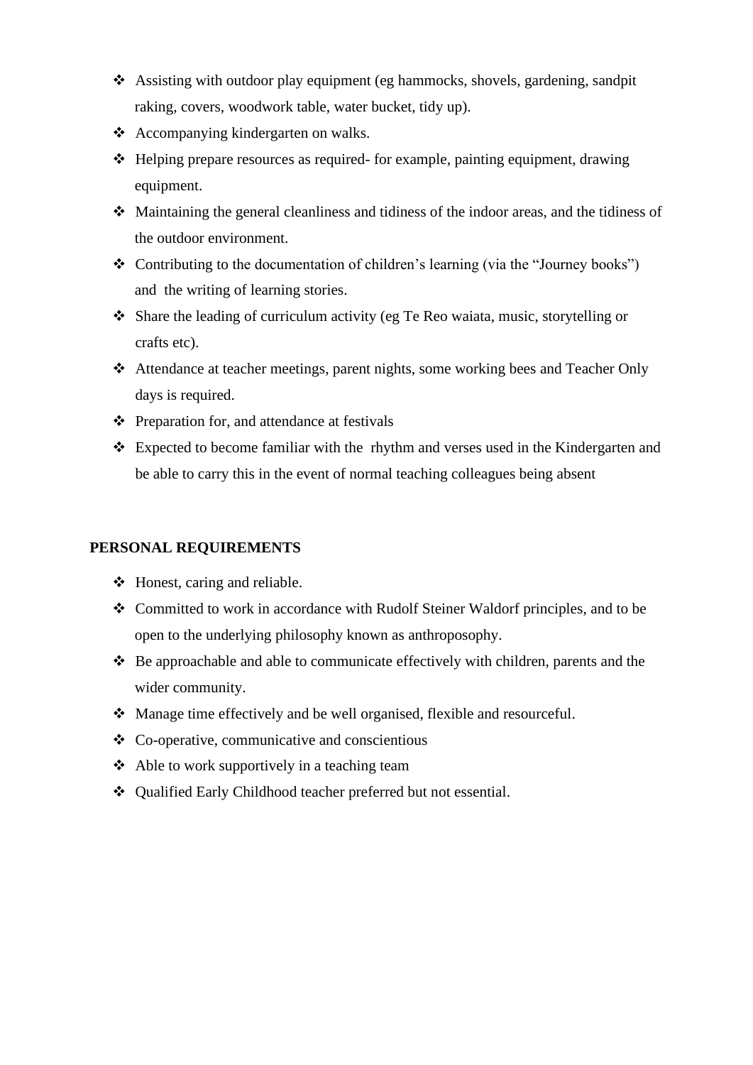- Assisting with outdoor play equipment (eg hammocks, shovels, gardening, sandpit raking, covers, woodwork table, water bucket, tidy up).
- Accompanying kindergarten on walks.
- Helping prepare resources as required- for example, painting equipment, drawing equipment.
- Maintaining the general cleanliness and tidiness of the indoor areas, and the tidiness of the outdoor environment.
- Contributing to the documentation of children's learning (via the "Journey books") and the writing of learning stories.
- Share the leading of curriculum activity (eg Te Reo waiata, music, storytelling or crafts etc).
- Attendance at teacher meetings, parent nights, some working bees and Teacher Only days is required.
- Preparation for, and attendance at festivals
- Expected to become familiar with the rhythm and verses used in the Kindergarten and be able to carry this in the event of normal teaching colleagues being absent

**PERSONAL REQUIREMENTS**

- Honest, caring and reliable.
- Committed to work in accordance with Rudolf Steiner Waldorf principles, and to be open to the underlying philosophy known as anthroposophy.
- Be approachable and able to communicate effectively with children, parents and the wider community.
- Manage time effectively and be well organised, flexible and resourceful.
- Co-operative, communicative and conscientious
- Able to work supportively in a teaching team
- Qualified Early Childhood teacher preferred but not essential.